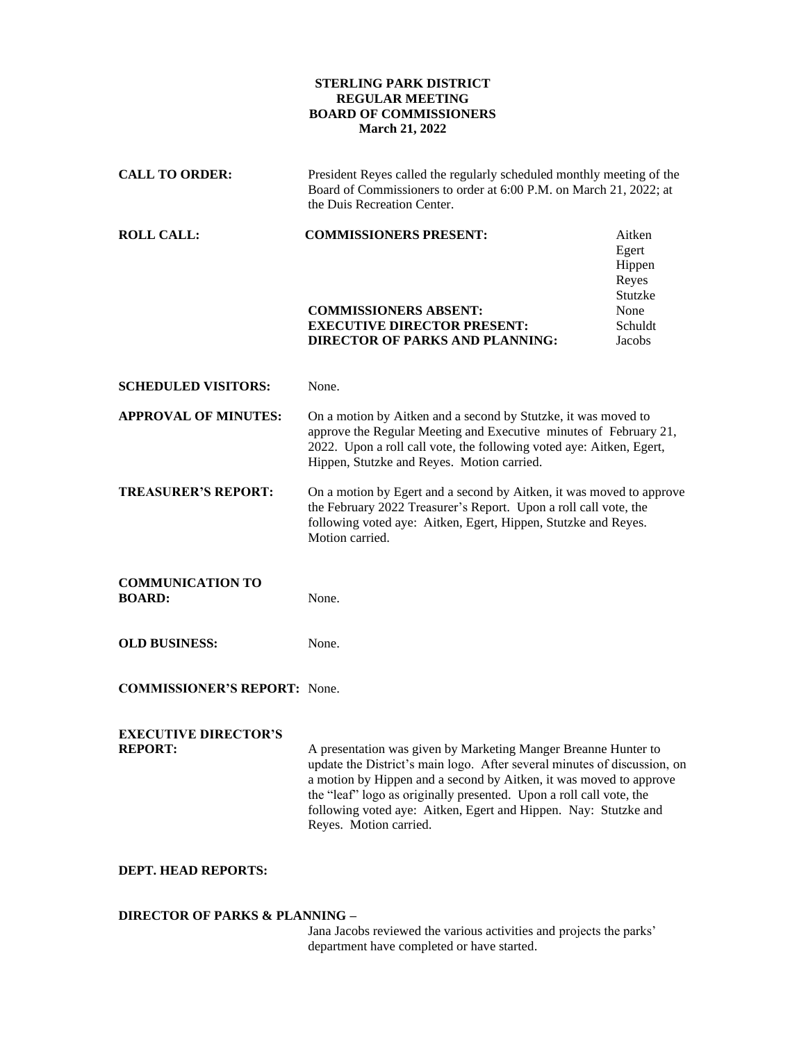**STERLING PARK DISTRICT**
**REGULAR MEETING**
**BOARD OF COMMISSIONERS**
**March 21, 2022**

**CALL TO ORDER:** President Reyes called the regularly scheduled monthly meeting of the Board of Commissioners to order at 6:00 P.M. on March 21, 2022; at the Duis Recreation Center.

**ROLL CALL:**

| | |
|---|---|
| **COMMISSIONERS PRESENT:** | Aitken<br>Egert<br>Hippen<br>Reyes<br>Stutzke |
| **COMMISSIONERS ABSENT:** | None |
| **EXECUTIVE DIRECTOR PRESENT:** | Schuldt |
| **DIRECTOR OF PARKS AND PLANNING:** | Jacobs |

**SCHEDULED VISITORS:** None.

**APPROVAL OF MINUTES:** On a motion by Aitken and a second by Stutzke, it was moved to approve the Regular Meeting and Executive minutes of February 21, 2022. Upon a roll call vote, the following voted aye: Aitken, Egert, Hippen, Stutzke and Reyes. Motion carried.

**TREASURER'S REPORT:** On a motion by Egert and a second by Aitken, it was moved to approve the February 2022 Treasurer's Report. Upon a roll call vote, the following voted aye: Aitken, Egert, Hippen, Stutzke and Reyes. Motion carried.

**COMMUNICATION TO BOARD:** None.

**OLD BUSINESS:** None.

**COMMISSIONER'S REPORT:** None.

**EXECUTIVE DIRECTOR'S REPORT:** A presentation was given by Marketing Manger Breanne Hunter to update the District's main logo. After several minutes of discussion, on a motion by Hippen and a second by Aitken, it was moved to approve the "leaf" logo as originally presented. Upon a roll call vote, the following voted aye: Aitken, Egert and Hippen. Nay: Stutzke and Reyes. Motion carried.

**DEPT. HEAD REPORTS:**

**DIRECTOR OF PARKS & PLANNING –**

Jana Jacobs reviewed the various activities and projects the parks' department have completed or have started.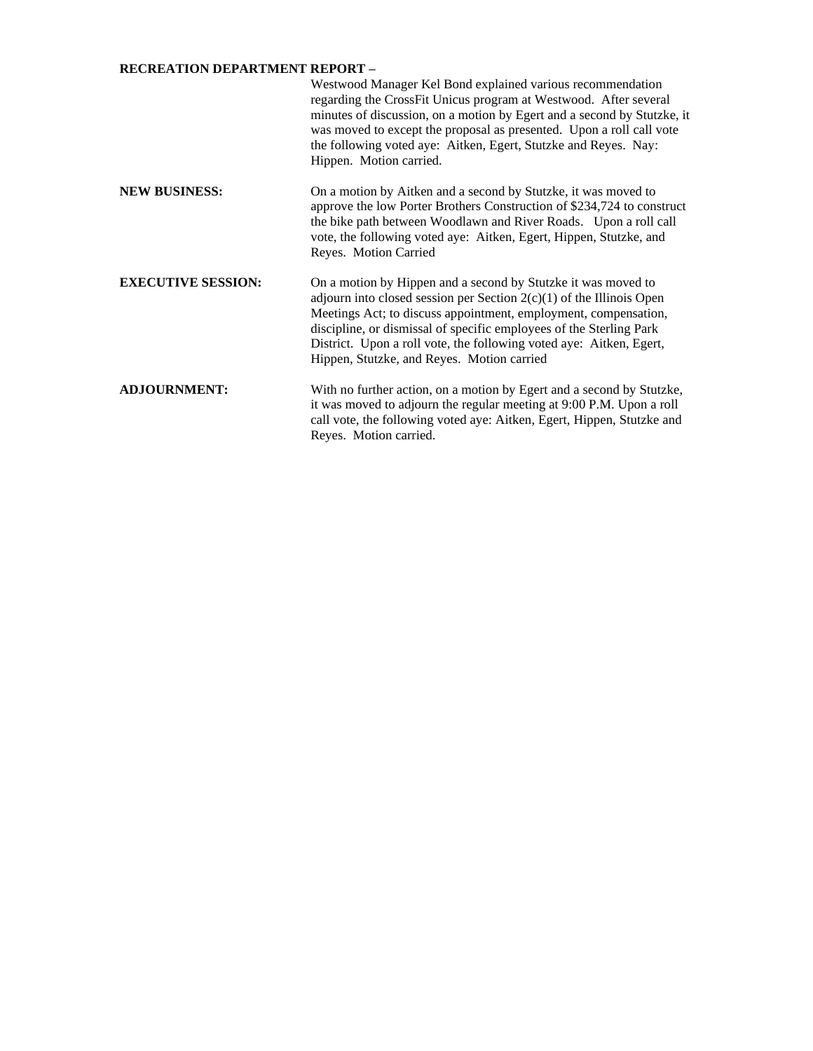**RECREATION DEPARTMENT REPORT –**

Westwood Manager Kel Bond explained various recommendation regarding the CrossFit Unicus program at Westwood. After several minutes of discussion, on a motion by Egert and a second by Stutzke, it was moved to except the proposal as presented. Upon a roll call vote the following voted aye: Aitken, Egert, Stutzke and Reyes. Nay: Hippen. Motion carried.

**NEW BUSINESS:**

On a motion by Aitken and a second by Stutzke, it was moved to approve the low Porter Brothers Construction of $234,724 to construct the bike path between Woodlawn and River Roads. Upon a roll call vote, the following voted aye: Aitken, Egert, Hippen, Stutzke, and Reyes. Motion Carried

**EXECUTIVE SESSION:**

On a motion by Hippen and a second by Stutzke it was moved to adjourn into closed session per Section 2(c)(1) of the Illinois Open Meetings Act; to discuss appointment, employment, compensation, discipline, or dismissal of specific employees of the Sterling Park District. Upon a roll vote, the following voted aye: Aitken, Egert, Hippen, Stutzke, and Reyes. Motion carried

**ADJOURNMENT:**

With no further action, on a motion by Egert and a second by Stutzke, it was moved to adjourn the regular meeting at 9:00 P.M. Upon a roll call vote, the following voted aye: Aitken, Egert, Hippen, Stutzke and Reyes. Motion carried.